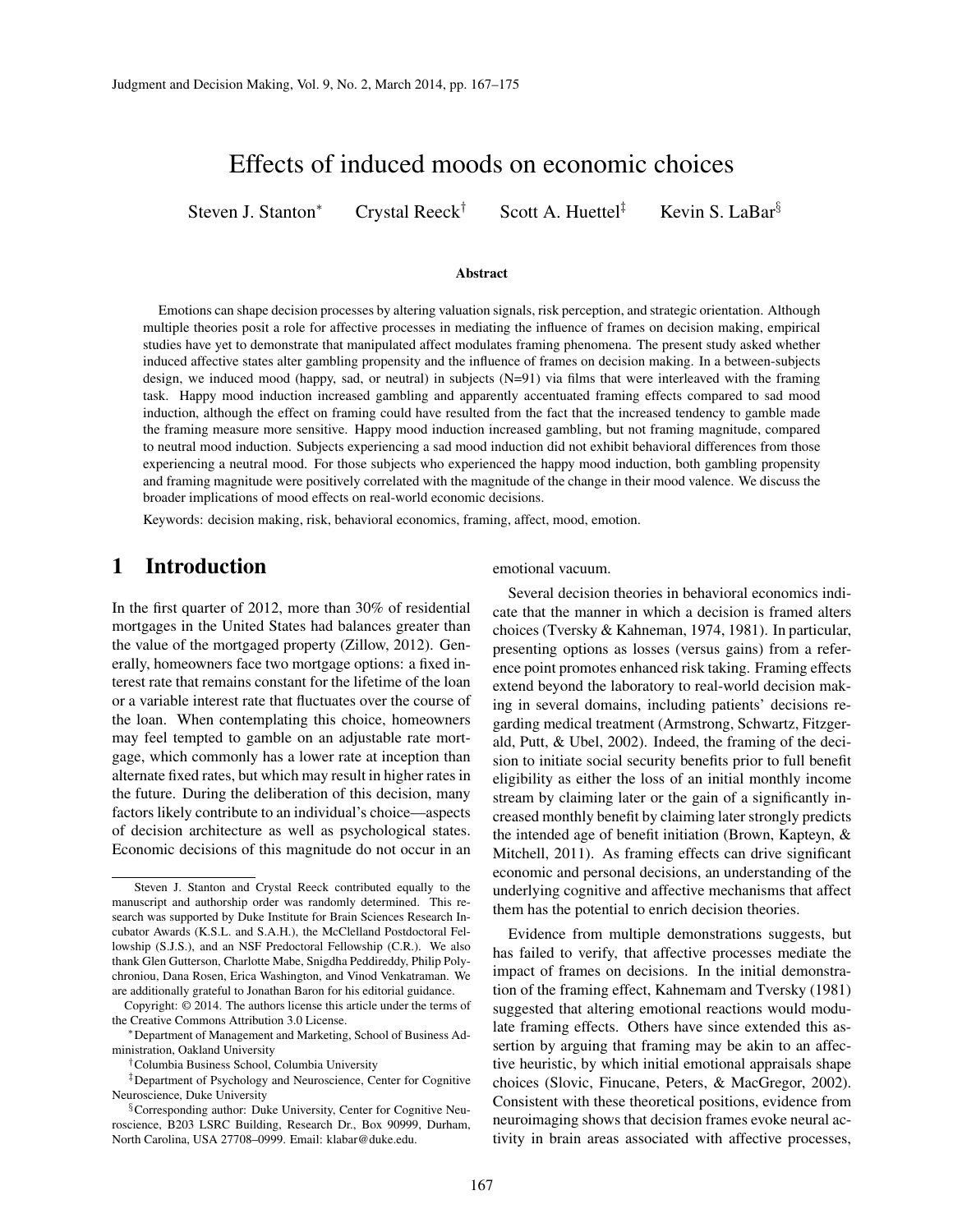# Effects of induced moods on economic choices

Steven J. Stanton[*] Crystal Reeck[†] Scott A. Huettel[‡] Kevin S. LaBar[§]

### Abstract

Emotions can shape decision processes by altering valuation signals, risk perception, and strategic orientation. Although multiple theories posit a role for affective processes in mediating the influence of frames on decision making, empirical studies have yet to demonstrate that manipulated affect modulates framing phenomena. The present study asked whether induced affective states alter gambling propensity and the influence of frames on decision making. In a between-subjects design, we induced mood (happy, sad, or neutral) in subjects (N=91) via films that were interleaved with the framing task. Happy mood induction increased gambling and apparently accentuated framing effects compared to sad mood induction, although the effect on framing could have resulted from the fact that the increased tendency to gamble made the framing measure more sensitive. Happy mood induction increased gambling, but not framing magnitude, compared to neutral mood induction. Subjects experiencing a sad mood induction did not exhibit behavioral differences from those experiencing a neutral mood. For those subjects who experienced the happy mood induction, both gambling propensity and framing magnitude were positively correlated with the magnitude of the change in their mood valence. We discuss the broader implications of mood effects on real-world economic decisions.

Keywords: decision making, risk, behavioral economics, framing, affect, mood, emotion.

## 1 Introduction

In the first quarter of 2012, more than 30% of residential mortgages in the United States had balances greater than the value of the mortgaged property (Zillow, 2012). Generally, homeowners face two mortgage options: a fixed interest rate that remains constant for the lifetime of the loan or a variable interest rate that fluctuates over the course of the loan. When contemplating this choice, homeowners may feel tempted to gamble on an adjustable rate mortgage, which commonly has a lower rate at inception than alternate fixed rates, but which may result in higher rates in the future. During the deliberation of this decision, many factors likely contribute to an individual's choice—aspects of decision architecture as well as psychological states. Economic decisions of this magnitude do not occur in an emotional vacuum.

Several decision theories in behavioral economics indicate that the manner in which a decision is framed alters choices (Tversky & Kahneman, 1974, 1981). In particular, presenting options as losses (versus gains) from a reference point promotes enhanced risk taking. Framing effects extend beyond the laboratory to real-world decision making in several domains, including patients' decisions regarding medical treatment (Armstrong, Schwartz, Fitzgerald, Putt, & Ubel, 2002). Indeed, the framing of the decision to initiate social security benefits prior to full benefit eligibility as either the loss of an initial monthly income stream by claiming later or the gain of a significantly increased monthly benefit by claiming later strongly predicts the intended age of benefit initiation (Brown, Kapteyn, & Mitchell, 2011). As framing effects can drive significant economic and personal decisions, an understanding of the underlying cognitive and affective mechanisms that affect them has the potential to enrich decision theories.

Evidence from multiple demonstrations suggests, but has failed to verify, that affective processes mediate the impact of frames on decisions. In the initial demonstration of the framing effect, Kahnemam and Tversky (1981) suggested that altering emotional reactions would modulate framing effects. Others have since extended this assertion by arguing that framing may be akin to an affective heuristic, by which initial emotional appraisals shape choices (Slovic, Finucane, Peters, & MacGregor, 2002). Consistent with these theoretical positions, evidence from neuroimaging shows that decision frames evoke neural activity in brain areas associated with affective processes,

---

Steven J. Stanton and Crystal Reeck contributed equally to the manuscript and authorship order was randomly determined. This research was supported by Duke Institute for Brain Sciences Research Incubator Awards (K.S.L. and S.A.H.), the McClelland Postdoctoral Fellowship (S.J.S.), and an NSF Predoctoral Fellowship (C.R.). We also thank Glen Gutterson, Charlotte Mabe, Snigdha Peddireddy, Philip Polychroniou, Dana Rosen, Erica Washington, and Vinod Venkatraman. We are additionally grateful to Jonathan Baron for his editorial guidance.

Copyright: © 2014. The authors license this article under the terms of the Creative Commons Attribution 3.0 License.

[*] Department of Management and Marketing, School of Business Administration, Oakland University

[†] Columbia Business School, Columbia University

[‡] Department of Psychology and Neuroscience, Center for Cognitive Neuroscience, Duke University

[§] Corresponding author: Duke University, Center for Cognitive Neuroscience, B203 LSRC Building, Research Dr., Box 90999, Durham, North Carolina, USA 27708–0999. Email: klabar@duke.edu.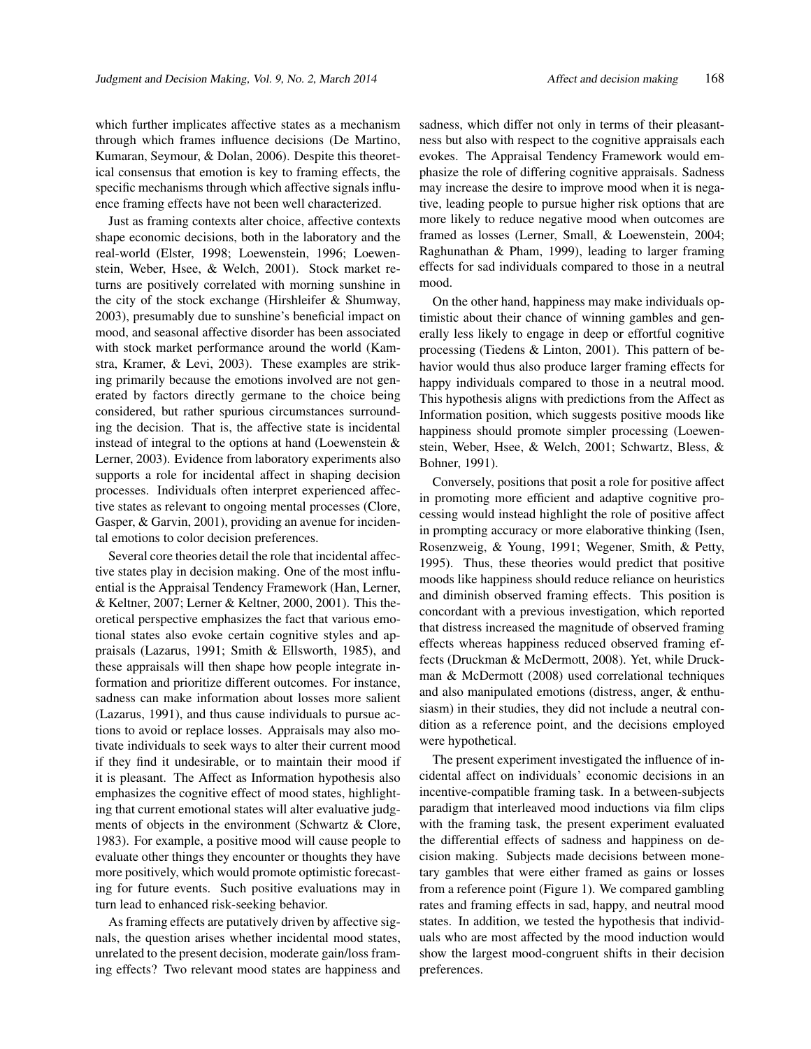which further implicates affective states as a mechanism through which frames influence decisions (De Martino, Kumaran, Seymour, & Dolan, 2006). Despite this theoretical consensus that emotion is key to framing effects, the specific mechanisms through which affective signals influence framing effects have not been well characterized.

Just as framing contexts alter choice, affective contexts shape economic decisions, both in the laboratory and the real-world (Elster, 1998; Loewenstein, 1996; Loewenstein, Weber, Hsee, & Welch, 2001). Stock market returns are positively correlated with morning sunshine in the city of the stock exchange (Hirshleifer & Shumway, 2003), presumably due to sunshine's beneficial impact on mood, and seasonal affective disorder has been associated with stock market performance around the world (Kamstra, Kramer, & Levi, 2003). These examples are striking primarily because the emotions involved are not generated by factors directly germane to the choice being considered, but rather spurious circumstances surrounding the decision. That is, the affective state is incidental instead of integral to the options at hand (Loewenstein & Lerner, 2003). Evidence from laboratory experiments also supports a role for incidental affect in shaping decision processes. Individuals often interpret experienced affective states as relevant to ongoing mental processes (Clore, Gasper, & Garvin, 2001), providing an avenue for incidental emotions to color decision preferences.

Several core theories detail the role that incidental affective states play in decision making. One of the most influential is the Appraisal Tendency Framework (Han, Lerner, & Keltner, 2007; Lerner & Keltner, 2000, 2001). This theoretical perspective emphasizes the fact that various emotional states also evoke certain cognitive styles and appraisals (Lazarus, 1991; Smith & Ellsworth, 1985), and these appraisals will then shape how people integrate information and prioritize different outcomes. For instance, sadness can make information about losses more salient (Lazarus, 1991), and thus cause individuals to pursue actions to avoid or replace losses. Appraisals may also motivate individuals to seek ways to alter their current mood if they find it undesirable, or to maintain their mood if it is pleasant. The Affect as Information hypothesis also emphasizes the cognitive effect of mood states, highlighting that current emotional states will alter evaluative judgments of objects in the environment (Schwartz & Clore, 1983). For example, a positive mood will cause people to evaluate other things they encounter or thoughts they have more positively, which would promote optimistic forecasting for future events. Such positive evaluations may in turn lead to enhanced risk-seeking behavior.

As framing effects are putatively driven by affective signals, the question arises whether incidental mood states, unrelated to the present decision, moderate gain/loss framing effects? Two relevant mood states are happiness and sadness, which differ not only in terms of their pleasantness but also with respect to the cognitive appraisals each evokes. The Appraisal Tendency Framework would emphasize the role of differing cognitive appraisals. Sadness may increase the desire to improve mood when it is negative, leading people to pursue higher risk options that are more likely to reduce negative mood when outcomes are framed as losses (Lerner, Small, & Loewenstein, 2004; Raghunathan & Pham, 1999), leading to larger framing effects for sad individuals compared to those in a neutral mood.

On the other hand, happiness may make individuals optimistic about their chance of winning gambles and generally less likely to engage in deep or effortful cognitive processing (Tiedens & Linton, 2001). This pattern of behavior would thus also produce larger framing effects for happy individuals compared to those in a neutral mood. This hypothesis aligns with predictions from the Affect as Information position, which suggests positive moods like happiness should promote simpler processing (Loewenstein, Weber, Hsee, & Welch, 2001; Schwartz, Bless, & Bohner, 1991).

Conversely, positions that posit a role for positive affect in promoting more efficient and adaptive cognitive processing would instead highlight the role of positive affect in prompting accuracy or more elaborative thinking (Isen, Rosenzweig, & Young, 1991; Wegener, Smith, & Petty, 1995). Thus, these theories would predict that positive moods like happiness should reduce reliance on heuristics and diminish observed framing effects. This position is concordant with a previous investigation, which reported that distress increased the magnitude of observed framing effects whereas happiness reduced observed framing effects (Druckman & McDermott, 2008). Yet, while Druckman & McDermott (2008) used correlational techniques and also manipulated emotions (distress, anger, & enthusiasm) in their studies, they did not include a neutral condition as a reference point, and the decisions employed were hypothetical.

The present experiment investigated the influence of incidental affect on individuals' economic decisions in an incentive-compatible framing task. In a between-subjects paradigm that interleaved mood inductions via film clips with the framing task, the present experiment evaluated the differential effects of sadness and happiness on decision making. Subjects made decisions between monetary gambles that were either framed as gains or losses from a reference point (Figure 1). We compared gambling rates and framing effects in sad, happy, and neutral mood states. In addition, we tested the hypothesis that individuals who are most affected by the mood induction would show the largest mood-congruent shifts in their decision preferences.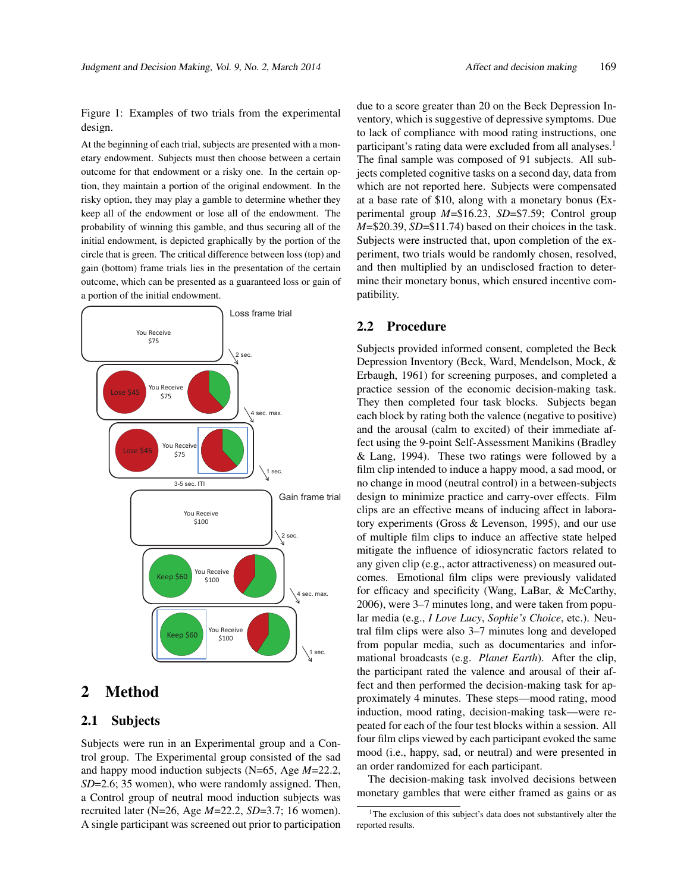Figure 1: Examples of two trials from the experimental design.

At the beginning of each trial, subjects are presented with a monetary endowment. Subjects must then choose between a certain outcome for that endowment or a risky one. In the certain option, they maintain a portion of the original endowment. In the risky option, they may play a gamble to determine whether they keep all of the endowment or lose all of the endowment. The probability of winning this gamble, and thus securing all of the initial endowment, is depicted graphically by the portion of the circle that is green. The critical difference between loss (top) and gain (bottom) frame trials lies in the presentation of the certain outcome, which can be presented as a guaranteed loss or gain of a portion of the initial endowment.

Loss frame trial

You Receive
$75

2 sec.

Lose $45
You Receive
$75

4 sec. max.

Lose $45
You Receive
$75

1 sec.

3-5 sec. ITI

Gain frame trial

You Receive
$100

2 sec.

Keep $60
You Receive
$100

4 sec. max.

Keep $60
You Receive
$100

1 sec.

# 2 Method

## 2.1 Subjects

Subjects were run in an Experimental group and a Control group. The Experimental group consisted of the sad and happy mood induction subjects (N=65, Age *M*=22.2, *SD*=2.6; 35 women), who were randomly assigned. Then, a Control group of neutral mood induction subjects was recruited later (N=26, Age *M*=22.2, *SD*=3.7; 16 women). A single participant was screened out prior to participation due to a score greater than 20 on the Beck Depression Inventory, which is suggestive of depressive symptoms. Due to lack of compliance with mood rating instructions, one participant's rating data were excluded from all analyses.[1] The final sample was composed of 91 subjects. All subjects completed cognitive tasks on a second day, data from which are not reported here. Subjects were compensated at a base rate of $10, along with a monetary bonus (Experimental group *M*=$16.23, *SD*=$7.59; Control group *M*=$20.39, *SD*=$11.74) based on their choices in the task. Subjects were instructed that, upon completion of the experiment, two trials would be randomly chosen, resolved, and then multiplied by an undisclosed fraction to determine their monetary bonus, which ensured incentive compatibility.

## 2.2 Procedure

Subjects provided informed consent, completed the Beck Depression Inventory (Beck, Ward, Mendelson, Mock, & Erbaugh, 1961) for screening purposes, and completed a practice session of the economic decision-making task. They then completed four task blocks. Subjects began each block by rating both the valence (negative to positive) and the arousal (calm to excited) of their immediate affect using the 9-point Self-Assessment Manikins (Bradley & Lang, 1994). These two ratings were followed by a film clip intended to induce a happy mood, a sad mood, or no change in mood (neutral control) in a between-subjects design to minimize practice and carry-over effects. Film clips are an effective means of inducing affect in laboratory experiments (Gross & Levenson, 1995), and our use of multiple film clips to induce an affective state helped mitigate the influence of idiosyncratic factors related to any given clip (e.g., actor attractiveness) on measured outcomes. Emotional film clips were previously validated for efficacy and specificity (Wang, LaBar, & McCarthy, 2006), were 3–7 minutes long, and were taken from popular media (e.g., *I Love Lucy*, *Sophie's Choice*, etc.). Neutral film clips were also 3–7 minutes long and developed from popular media, such as documentaries and informational broadcasts (e.g. *Planet Earth*). After the clip, the participant rated the valence and arousal of their affect and then performed the decision-making task for approximately 4 minutes. These steps—mood rating, mood induction, mood rating, decision-making task—were repeated for each of the four test blocks within a session. All four film clips viewed by each participant evoked the same mood (i.e., happy, sad, or neutral) and were presented in an order randomized for each participant.

The decision-making task involved decisions between monetary gambles that were either framed as gains or as

[1] The exclusion of this subject's data does not substantively alter the reported results.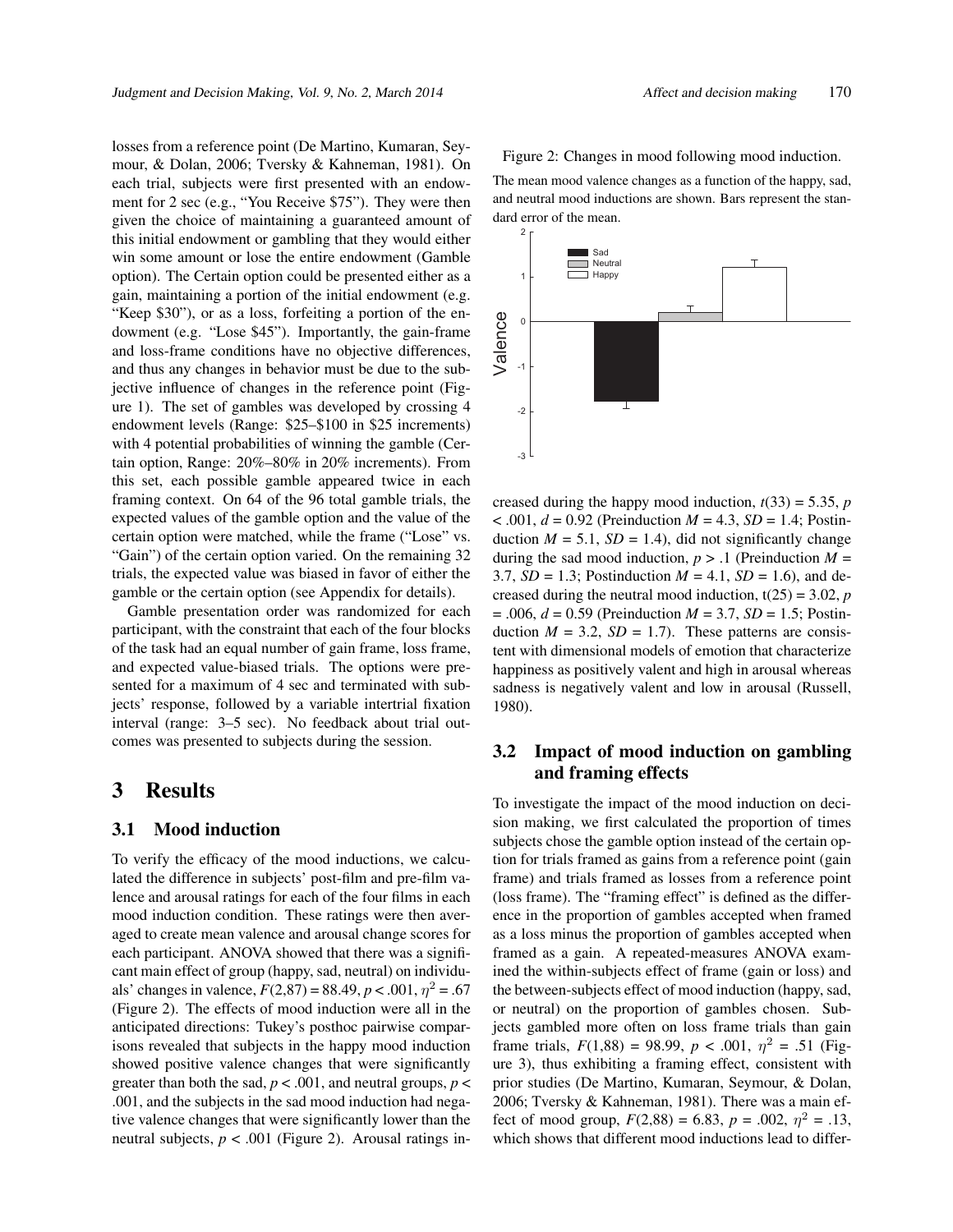losses from a reference point (De Martino, Kumaran, Seymour, & Dolan, 2006; Tversky & Kahneman, 1981). On each trial, subjects were first presented with an endowment for 2 sec (e.g., "You Receive $75"). They were then given the choice of maintaining a guaranteed amount of this initial endowment or gambling that they would either win some amount or lose the entire endowment (Gamble option). The Certain option could be presented either as a gain, maintaining a portion of the initial endowment (e.g. "Keep $30"), or as a loss, forfeiting a portion of the endowment (e.g. "Lose $45"). Importantly, the gain-frame and loss-frame conditions have no objective differences, and thus any changes in behavior must be due to the subjective influence of changes in the reference point (Figure 1). The set of gambles was developed by crossing 4 endowment levels (Range: $25–$100 in $25 increments) with 4 potential probabilities of winning the gamble (Certain option, Range: 20%–80% in 20% increments). From this set, each possible gamble appeared twice in each framing context. On 64 of the 96 total gamble trials, the expected values of the gamble option and the value of the certain option were matched, while the frame ("Lose" vs. "Gain") of the certain option varied. On the remaining 32 trials, the expected value was biased in favor of either the gamble or the certain option (see Appendix for details).

Gamble presentation order was randomized for each participant, with the constraint that each of the four blocks of the task had an equal number of gain frame, loss frame, and expected value-biased trials. The options were presented for a maximum of 4 sec and terminated with subjects' response, followed by a variable intertrial fixation interval (range: 3–5 sec). No feedback about trial outcomes was presented to subjects during the session.

# 3 Results

## 3.1 Mood induction

To verify the efficacy of the mood inductions, we calculated the difference in subjects' post-film and pre-film valence and arousal ratings for each of the four films in each mood induction condition. These ratings were then averaged to create mean valence and arousal change scores for each participant. ANOVA showed that there was a significant main effect of group (happy, sad, neutral) on individuals' changes in valence, $F(2,87) = 88.49$, $p < .001$, $\eta^2 = .67$ (Figure 2). The effects of mood induction were all in the anticipated directions: Tukey's posthoc pairwise comparisons revealed that subjects in the happy mood induction showed positive valence changes that were significantly greater than both the sad, $p < .001$, and neutral groups, $p < .001$, and the subjects in the sad mood induction had negative valence changes that were significantly lower than the neutral subjects, $p < .001$ (Figure 2). Arousal ratings increased during the happy mood induction, $t(33) = 5.35$, $p < .001$, $d = 0.92$ (Preinduction $M = 4.3$, $SD = 1.4$; Postinduction $M = 5.1$, $SD = 1.4$), did not significantly change during the sad mood induction, $p > .1$ (Preinduction $M = 3.7$, $SD = 1.3$; Postinduction $M = 4.1$, $SD = 1.6$), and decreased during the neutral mood induction, $t(25) = 3.02$, $p = .006$, $d = 0.59$ (Preinduction $M = 3.7$, $SD = 1.5$; Postinduction $M = 3.2$, $SD = 1.7$). These patterns are consistent with dimensional models of emotion that characterize happiness as positively valent and high in arousal whereas sadness is negatively valent and low in arousal (Russell, 1980).

Figure 2: Changes in mood following mood induction.

The mean mood valence changes as a function of the happy, sad, and neutral mood inductions are shown. Bars represent the standard error of the mean.

## 3.2 Impact of mood induction on gambling and framing effects

To investigate the impact of the mood induction on decision making, we first calculated the proportion of times subjects chose the gamble option instead of the certain option for trials framed as gains from a reference point (gain frame) and trials framed as losses from a reference point (loss frame). The "framing effect" is defined as the difference in the proportion of gambles accepted when framed as a loss minus the proportion of gambles accepted when framed as a gain. A repeated-measures ANOVA examined the within-subjects effect of frame (gain or loss) and the between-subjects effect of mood induction (happy, sad, or neutral) on the proportion of gambles chosen. Subjects gambled more often on loss frame trials than gain frame trials, $F(1,88) = 98.99$, $p < .001$, $\eta^2 = .51$ (Figure 3), thus exhibiting a framing effect, consistent with prior studies (De Martino, Kumaran, Seymour, & Dolan, 2006; Tversky & Kahneman, 1981). There was a main effect of mood group, $F(2,88) = 6.83$, $p = .002$, $\eta^2 = .13$, which shows that different mood inductions lead to differ-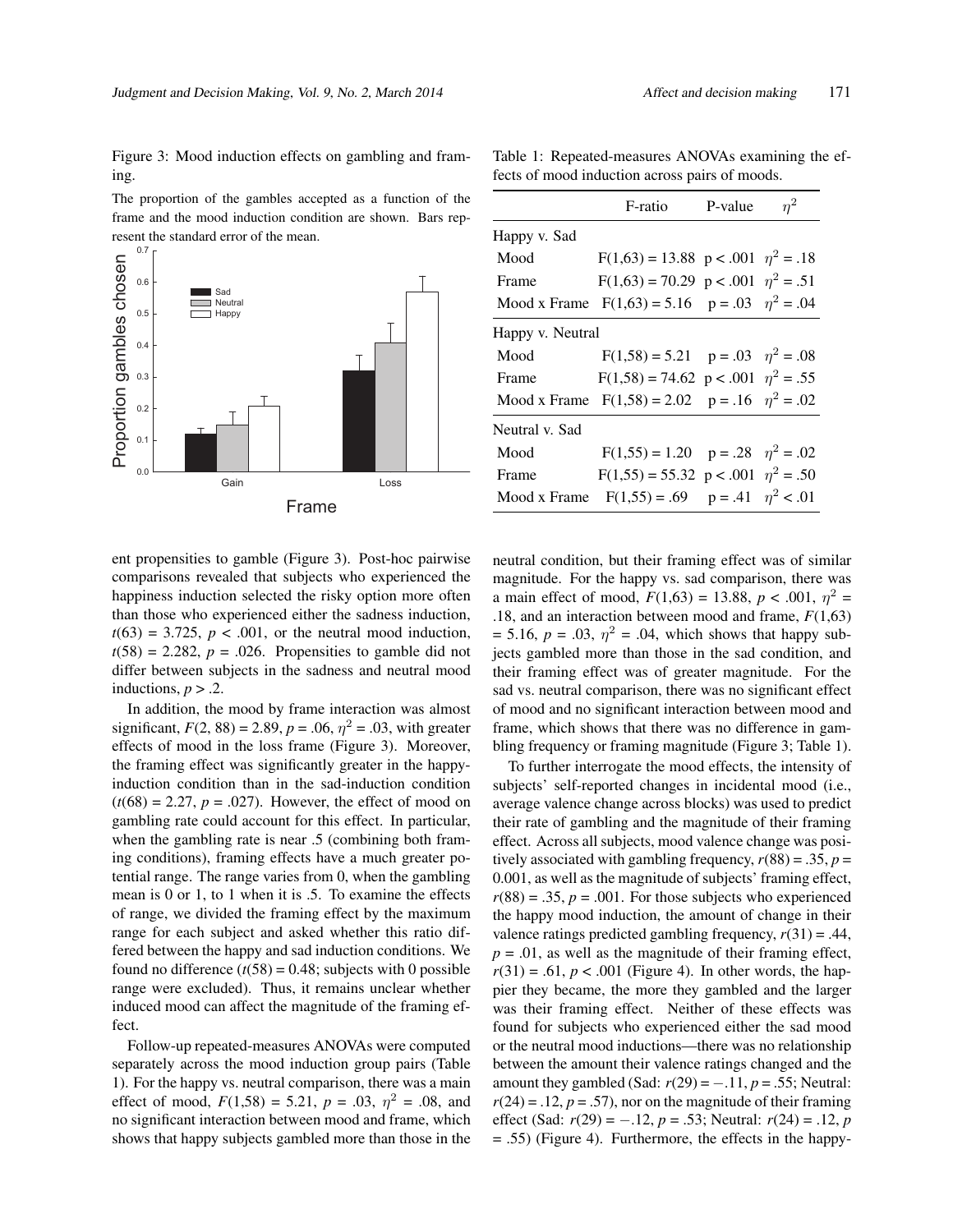Figure 3: Mood induction effects on gambling and framing.

The proportion of the gambles accepted as a function of the frame and the mood induction condition are shown. Bars represent the standard error of the mean.

Proportion gambles chosen

0.0
0.1
0.2
0.3
0.4
0.5
0.6
0.7

Sad
Neutral
Happy

Gain
Loss

Frame

Table 1: Repeated-measures ANOVAs examining the effects of mood induction across pairs of moods.

| | F-ratio | P-value | $\eta^2$ |
|---|---|---|---|
| Happy v. Sad | | | |
| Mood | F(1,63) = 13.88 | p < .001 | $\eta^2$ = .18 |
| Frame | F(1,63) = 70.29 | p < .001 | $\eta^2$ = .51 |
| Mood x Frame | F(1,63) = 5.16 | p = .03 | $\eta^2$ = .04 |
| Happy v. Neutral | | | |
| Mood | F(1,58) = 5.21 | p = .03 | $\eta^2$ = .08 |
| Frame | F(1,58) = 74.62 | p < .001 | $\eta^2$ = .55 |
| Mood x Frame | F(1,58) = 2.02 | p = .16 | $\eta^2$ = .02 |
| Neutral v. Sad | | | |
| Mood | F(1,55) = 1.20 | p = .28 | $\eta^2$ = .02 |
| Frame | F(1,55) = 55.32 | p < .001 | $\eta^2$ = .50 |
| Mood x Frame | F(1,55) = .69 | p = .41 | $\eta^2$ < .01 |

ent propensities to gamble (Figure 3). Post-hoc pairwise comparisons revealed that subjects who experienced the happiness induction selected the risky option more often than those who experienced either the sadness induction, $t(63) = 3.725$, $p < .001$, or the neutral mood induction, $t(58) = 2.282$, $p = .026$. Propensities to gamble did not differ between subjects in the sadness and neutral mood inductions, $p > .2$.

In addition, the mood by frame interaction was almost significant, $F(2, 88) = 2.89$, $p = .06$, $\eta^2 = .03$, with greater effects of mood in the loss frame (Figure 3). Moreover, the framing effect was significantly greater in the happy-induction condition than in the sad-induction condition ($t(68) = 2.27$, $p = .027$). However, the effect of mood on gambling rate could account for this effect. In particular, when the gambling rate is near .5 (combining both framing conditions), framing effects have a much greater potential range. The range varies from 0, when the gambling mean is 0 or 1, to 1 when it is .5. To examine the effects of range, we divided the framing effect by the maximum range for each subject and asked whether this ratio differed between the happy and sad induction conditions. We found no difference ($t(58) = 0.48$; subjects with 0 possible range were excluded). Thus, it remains unclear whether induced mood can affect the magnitude of the framing effect.

Follow-up repeated-measures ANOVAs were computed separately across the mood induction group pairs (Table 1). For the happy vs. neutral comparison, there was a main effect of mood, $F(1,58) = 5.21$, $p = .03$, $\eta^2 = .08$, and no significant interaction between mood and frame, which shows that happy subjects gambled more than those in the neutral condition, but their framing effect was of similar magnitude. For the happy vs. sad comparison, there was a main effect of mood, $F(1,63) = 13.88$, $p < .001$, $\eta^2 = .18$, and an interaction between mood and frame, $F(1,63) = 5.16$, $p = .03$, $\eta^2 = .04$, which shows that happy subjects gambled more than those in the sad condition, and their framing effect was of greater magnitude. For the sad vs. neutral comparison, there was no significant effect of mood and no significant interaction between mood and frame, which shows that there was no difference in gambling frequency or framing magnitude (Figure 3; Table 1).

To further interrogate the mood effects, the intensity of subjects' self-reported changes in incidental mood (i.e., average valence change across blocks) was used to predict their rate of gambling and the magnitude of their framing effect. Across all subjects, mood valence change was positively associated with gambling frequency, $r(88) = .35$, $p = 0.001$, as well as the magnitude of subjects' framing effect, $r(88) = .35$, $p = .001$. For those subjects who experienced the happy mood induction, the amount of change in their valence ratings predicted gambling frequency, $r(31) = .44$, $p = .01$, as well as the magnitude of their framing effect, $r(31) = .61$, $p < .001$ (Figure 4). In other words, the happier they became, the more they gambled and the larger was their framing effect. Neither of these effects was found for subjects who experienced either the sad mood or the neutral mood inductions—there was no relationship between the amount their valence ratings changed and the amount they gambled (Sad: $r(29) = -.11$, $p = .55$; Neutral: $r(24) = .12$, $p = .57$), nor on the magnitude of their framing effect (Sad: $r(29) = -.12$, $p = .53$; Neutral: $r(24) = .12$, $p = .55$) (Figure 4). Furthermore, the effects in the happy-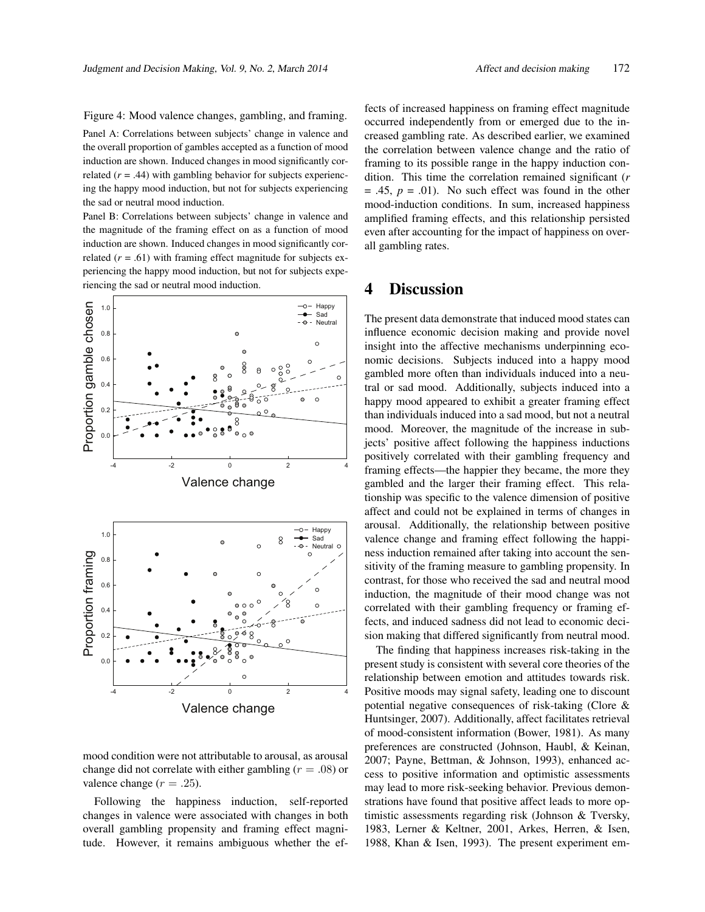Figure 4: Mood valence changes, gambling, and framing.

Panel A: Correlations between subjects' change in valence and the overall proportion of gambles accepted as a function of mood induction are shown. Induced changes in mood significantly correlated ($r$ = .44) with gambling behavior for subjects experiencing the happy mood induction, but not for subjects experiencing the sad or neutral mood induction.

Panel B: Correlations between subjects' change in valence and the magnitude of the framing effect on as a function of mood induction are shown. Induced changes in mood significantly correlated ($r$ = .61) with framing effect magnitude for subjects experiencing the happy mood induction, but not for subjects experiencing the sad or neutral mood induction.

Proportion gamble chosen

1.0
0.8
0.6
0.4
0.2
0.0

-4
-2
0
2
4

Valence change

Happy
Sad
Neutral

Proportion framing

1.0
0.8
0.6
0.4
0.2
0.0

-4
-2
0
2
4

Valence change

Happy
Sad
Neutral

mood condition were not attributable to arousal, as arousal change did not correlate with either gambling ($r = .08$) or valence change ($r = .25$).

Following the happiness induction, self-reported changes in valence were associated with changes in both overall gambling propensity and framing effect magnitude. However, it remains ambiguous whether the effects of increased happiness on framing effect magnitude occurred independently from or emerged due to the increased gambling rate. As described earlier, we examined the correlation between valence change and the ratio of framing to its possible range in the happy induction condition. This time the correlation remained significant ($r$ = .45, $p$ = .01). No such effect was found in the other mood-induction conditions. In sum, increased happiness amplified framing effects, and this relationship persisted even after accounting for the impact of happiness on overall gambling rates.

# 4 Discussion

The present data demonstrate that induced mood states can influence economic decision making and provide novel insight into the affective mechanisms underpinning economic decisions. Subjects induced into a happy mood gambled more often than individuals induced into a neutral or sad mood. Additionally, subjects induced into a happy mood appeared to exhibit a greater framing effect than individuals induced into a sad mood, but not a neutral mood. Moreover, the magnitude of the increase in subjects' positive affect following the happiness inductions positively correlated with their gambling frequency and framing effects—the happier they became, the more they gambled and the larger their framing effect. This relationship was specific to the valence dimension of positive affect and could not be explained in terms of changes in arousal. Additionally, the relationship between positive valence change and framing effect following the happiness induction remained after taking into account the sensitivity of the framing measure to gambling propensity. In contrast, for those who received the sad and neutral mood induction, the magnitude of their mood change was not correlated with their gambling frequency or framing effects, and induced sadness did not lead to economic decision making that differed significantly from neutral mood.

The finding that happiness increases risk-taking in the present study is consistent with several core theories of the relationship between emotion and attitudes towards risk. Positive moods may signal safety, leading one to discount potential negative consequences of risk-taking (Clore & Huntsinger, 2007). Additionally, affect facilitates retrieval of mood-consistent information (Bower, 1981). As many preferences are constructed (Johnson, Haubl, & Keinan, 2007; Payne, Bettman, & Johnson, 1993), enhanced access to positive information and optimistic assessments may lead to more risk-seeking behavior. Previous demonstrations have found that positive affect leads to more optimistic assessments regarding risk (Johnson & Tversky, 1983, Lerner & Keltner, 2001, Arkes, Herren, & Isen, 1988, Khan & Isen, 1993). The present experiment em-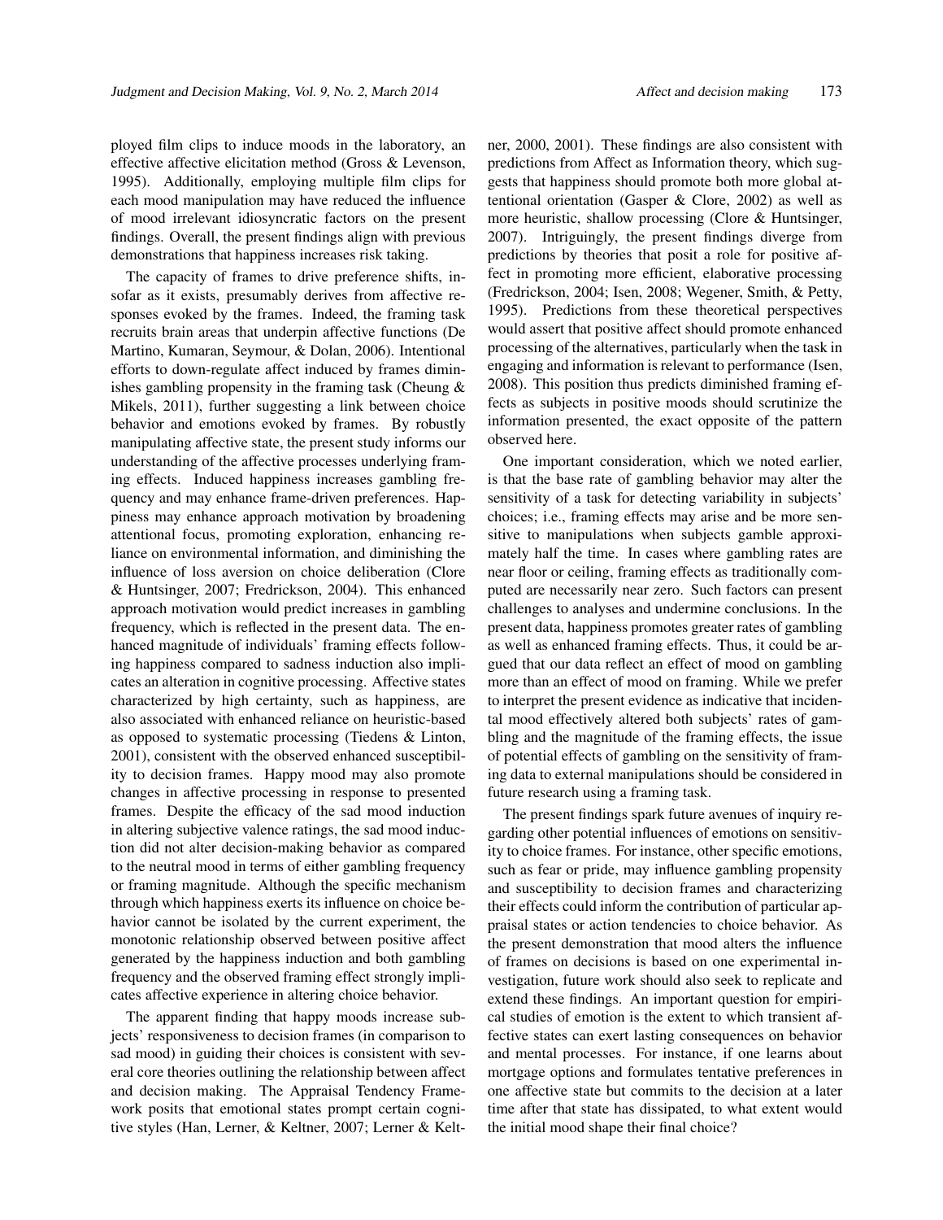ployed film clips to induce moods in the laboratory, an effective affective elicitation method (Gross & Levenson, 1995). Additionally, employing multiple film clips for each mood manipulation may have reduced the influence of mood irrelevant idiosyncratic factors on the present findings. Overall, the present findings align with previous demonstrations that happiness increases risk taking.

The capacity of frames to drive preference shifts, insofar as it exists, presumably derives from affective responses evoked by the frames. Indeed, the framing task recruits brain areas that underpin affective functions (De Martino, Kumaran, Seymour, & Dolan, 2006). Intentional efforts to down-regulate affect induced by frames diminishes gambling propensity in the framing task (Cheung & Mikels, 2011), further suggesting a link between choice behavior and emotions evoked by frames. By robustly manipulating affective state, the present study informs our understanding of the affective processes underlying framing effects. Induced happiness increases gambling frequency and may enhance frame-driven preferences. Happiness may enhance approach motivation by broadening attentional focus, promoting exploration, enhancing reliance on environmental information, and diminishing the influence of loss aversion on choice deliberation (Clore & Huntsinger, 2007; Fredrickson, 2004). This enhanced approach motivation would predict increases in gambling frequency, which is reflected in the present data. The enhanced magnitude of individuals' framing effects following happiness compared to sadness induction also implicates an alteration in cognitive processing. Affective states characterized by high certainty, such as happiness, are also associated with enhanced reliance on heuristic-based as opposed to systematic processing (Tiedens & Linton, 2001), consistent with the observed enhanced susceptibility to decision frames. Happy mood may also promote changes in affective processing in response to presented frames. Despite the efficacy of the sad mood induction in altering subjective valence ratings, the sad mood induction did not alter decision-making behavior as compared to the neutral mood in terms of either gambling frequency or framing magnitude. Although the specific mechanism through which happiness exerts its influence on choice behavior cannot be isolated by the current experiment, the monotonic relationship observed between positive affect generated by the happiness induction and both gambling frequency and the observed framing effect strongly implicates affective experience in altering choice behavior.

The apparent finding that happy moods increase subjects' responsiveness to decision frames (in comparison to sad mood) in guiding their choices is consistent with several core theories outlining the relationship between affect and decision making. The Appraisal Tendency Framework posits that emotional states prompt certain cognitive styles (Han, Lerner, & Keltner, 2007; Lerner & Keltner, 2000, 2001). These findings are also consistent with predictions from Affect as Information theory, which suggests that happiness should promote both more global attentional orientation (Gasper & Clore, 2002) as well as more heuristic, shallow processing (Clore & Huntsinger, 2007). Intriguingly, the present findings diverge from predictions by theories that posit a role for positive affect in promoting more efficient, elaborative processing (Fredrickson, 2004; Isen, 2008; Wegener, Smith, & Petty, 1995). Predictions from these theoretical perspectives would assert that positive affect should promote enhanced processing of the alternatives, particularly when the task in engaging and information is relevant to performance (Isen, 2008). This position thus predicts diminished framing effects as subjects in positive moods should scrutinize the information presented, the exact opposite of the pattern observed here.

One important consideration, which we noted earlier, is that the base rate of gambling behavior may alter the sensitivity of a task for detecting variability in subjects' choices; i.e., framing effects may arise and be more sensitive to manipulations when subjects gamble approximately half the time. In cases where gambling rates are near floor or ceiling, framing effects as traditionally computed are necessarily near zero. Such factors can present challenges to analyses and undermine conclusions. In the present data, happiness promotes greater rates of gambling as well as enhanced framing effects. Thus, it could be argued that our data reflect an effect of mood on gambling more than an effect of mood on framing. While we prefer to interpret the present evidence as indicative that incidental mood effectively altered both subjects' rates of gambling and the magnitude of the framing effects, the issue of potential effects of gambling on the sensitivity of framing data to external manipulations should be considered in future research using a framing task.

The present findings spark future avenues of inquiry regarding other potential influences of emotions on sensitivity to choice frames. For instance, other specific emotions, such as fear or pride, may influence gambling propensity and susceptibility to decision frames and characterizing their effects could inform the contribution of particular appraisal states or action tendencies to choice behavior. As the present demonstration that mood alters the influence of frames on decisions is based on one experimental investigation, future work should also seek to replicate and extend these findings. An important question for empirical studies of emotion is the extent to which transient affective states can exert lasting consequences on behavior and mental processes. For instance, if one learns about mortgage options and formulates tentative preferences in one affective state but commits to the decision at a later time after that state has dissipated, to what extent would the initial mood shape their final choice?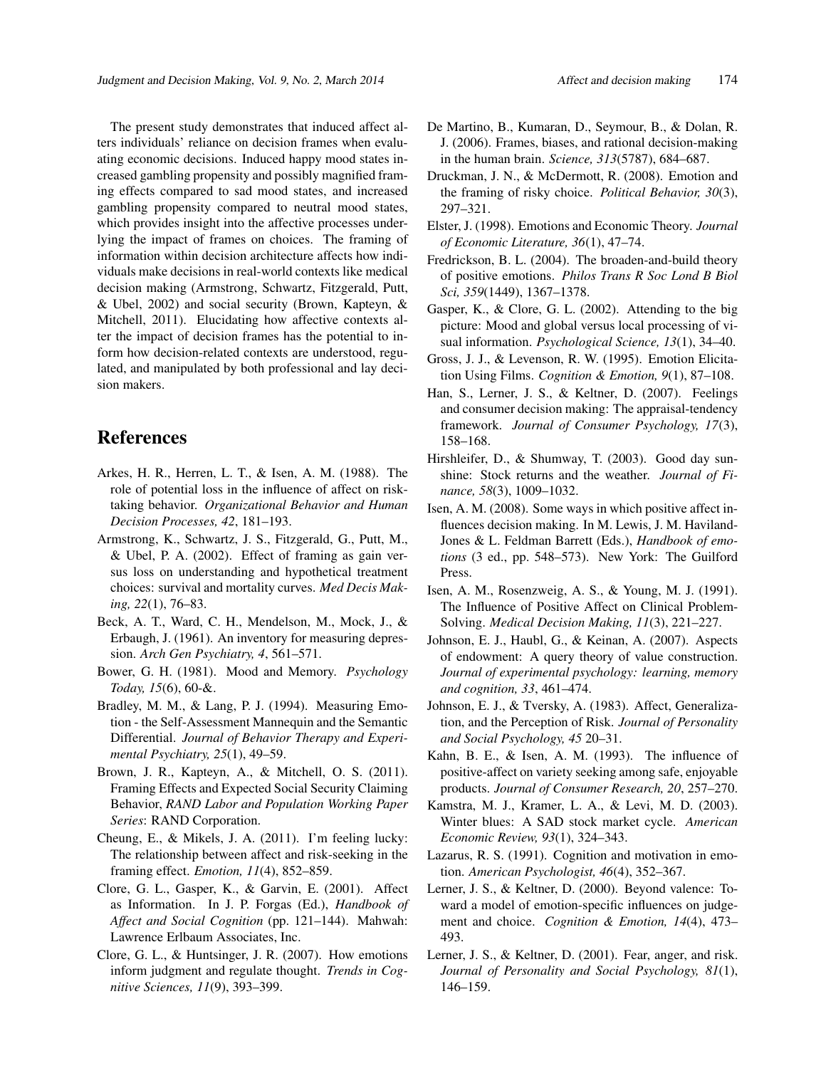The present study demonstrates that induced affect alters individuals' reliance on decision frames when evaluating economic decisions. Induced happy mood states increased gambling propensity and possibly magnified framing effects compared to sad mood states, and increased gambling propensity compared to neutral mood states, which provides insight into the affective processes underlying the impact of frames on choices. The framing of information within decision architecture affects how individuals make decisions in real-world contexts like medical decision making (Armstrong, Schwartz, Fitzgerald, Putt, & Ubel, 2002) and social security (Brown, Kapteyn, & Mitchell, 2011). Elucidating how affective contexts alter the impact of decision frames has the potential to inform how decision-related contexts are understood, regulated, and manipulated by both professional and lay decision makers.

## References

Arkes, H. R., Herren, L. T., & Isen, A. M. (1988). The role of potential loss in the influence of affect on risk-taking behavior. *Organizational Behavior and Human Decision Processes, 42*, 181–193.

Armstrong, K., Schwartz, J. S., Fitzgerald, G., Putt, M., & Ubel, P. A. (2002). Effect of framing as gain versus loss on understanding and hypothetical treatment choices: survival and mortality curves. *Med Decis Making, 22*(1), 76–83.

Beck, A. T., Ward, C. H., Mendelson, M., Mock, J., & Erbaugh, J. (1961). An inventory for measuring depression. *Arch Gen Psychiatry, 4*, 561–571.

Bower, G. H. (1981). Mood and Memory. *Psychology Today, 15*(6), 60-&.

Bradley, M. M., & Lang, P. J. (1994). Measuring Emotion - the Self-Assessment Mannequin and the Semantic Differential. *Journal of Behavior Therapy and Experimental Psychiatry, 25*(1), 49–59.

Brown, J. R., Kapteyn, A., & Mitchell, O. S. (2011). Framing Effects and Expected Social Security Claiming Behavior, *RAND Labor and Population Working Paper Series*: RAND Corporation.

Cheung, E., & Mikels, J. A. (2011). I'm feeling lucky: The relationship between affect and risk-seeking in the framing effect. *Emotion, 11*(4), 852–859.

Clore, G. L., Gasper, K., & Garvin, E. (2001). Affect as Information. In J. P. Forgas (Ed.), *Handbook of Affect and Social Cognition* (pp. 121–144). Mahwah: Lawrence Erlbaum Associates, Inc.

Clore, G. L., & Huntsinger, J. R. (2007). How emotions inform judgment and regulate thought. *Trends in Cognitive Sciences, 11*(9), 393–399.

De Martino, B., Kumaran, D., Seymour, B., & Dolan, R. J. (2006). Frames, biases, and rational decision-making in the human brain. *Science, 313*(5787), 684–687.

Druckman, J. N., & McDermott, R. (2008). Emotion and the framing of risky choice. *Political Behavior, 30*(3), 297–321.

Elster, J. (1998). Emotions and Economic Theory. *Journal of Economic Literature, 36*(1), 47–74.

Fredrickson, B. L. (2004). The broaden-and-build theory of positive emotions. *Philos Trans R Soc Lond B Biol Sci, 359*(1449), 1367–1378.

Gasper, K., & Clore, G. L. (2002). Attending to the big picture: Mood and global versus local processing of visual information. *Psychological Science, 13*(1), 34–40.

Gross, J. J., & Levenson, R. W. (1995). Emotion Elicitation Using Films. *Cognition & Emotion, 9*(1), 87–108.

Han, S., Lerner, J. S., & Keltner, D. (2007). Feelings and consumer decision making: The appraisal-tendency framework. *Journal of Consumer Psychology, 17*(3), 158–168.

Hirshleifer, D., & Shumway, T. (2003). Good day sunshine: Stock returns and the weather. *Journal of Finance, 58*(3), 1009–1032.

Isen, A. M. (2008). Some ways in which positive affect influences decision making. In M. Lewis, J. M. Haviland-Jones & L. Feldman Barrett (Eds.), *Handbook of emotions* (3 ed., pp. 548–573). New York: The Guilford Press.

Isen, A. M., Rosenzweig, A. S., & Young, M. J. (1991). The Influence of Positive Affect on Clinical Problem-Solving. *Medical Decision Making, 11*(3), 221–227.

Johnson, E. J., Haubl, G., & Keinan, A. (2007). Aspects of endowment: A query theory of value construction. *Journal of experimental psychology: learning, memory and cognition, 33*, 461–474.

Johnson, E. J., & Tversky, A. (1983). Affect, Generalization, and the Perception of Risk. *Journal of Personality and Social Psychology, 45* 20–31.

Kahn, B. E., & Isen, A. M. (1993). The influence of positive-affect on variety seeking among safe, enjoyable products. *Journal of Consumer Research, 20*, 257–270.

Kamstra, M. J., Kramer, L. A., & Levi, M. D. (2003). Winter blues: A SAD stock market cycle. *American Economic Review, 93*(1), 324–343.

Lazarus, R. S. (1991). Cognition and motivation in emotion. *American Psychologist, 46*(4), 352–367.

Lerner, J. S., & Keltner, D. (2000). Beyond valence: Toward a model of emotion-specific influences on judgement and choice. *Cognition & Emotion, 14*(4), 473–493.

Lerner, J. S., & Keltner, D. (2001). Fear, anger, and risk. *Journal of Personality and Social Psychology, 81*(1), 146–159.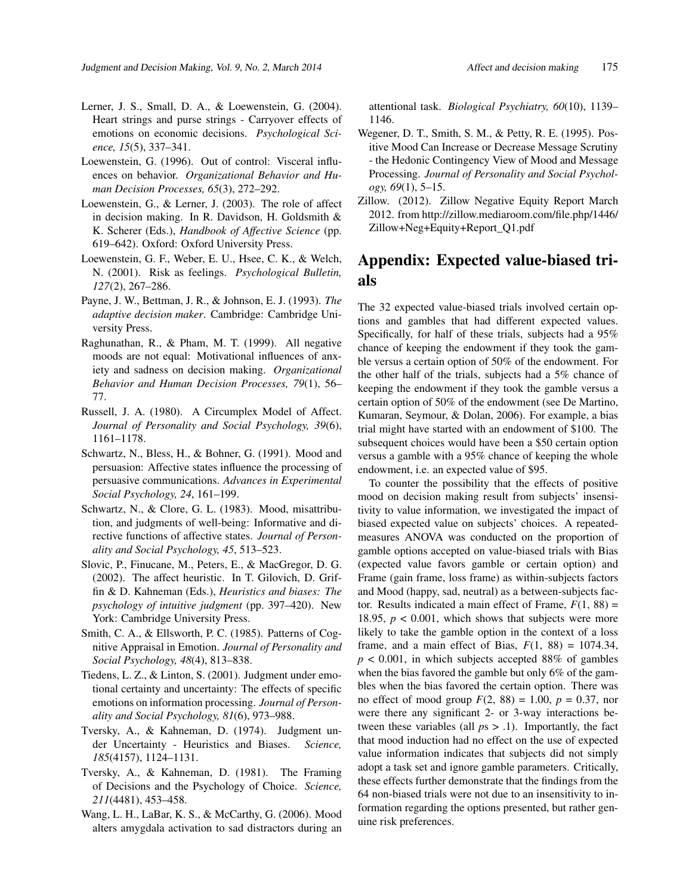Lerner, J. S., Small, D. A., & Loewenstein, G. (2004). Heart strings and purse strings - Carryover effects of emotions on economic decisions. *Psychological Science, 15*(5), 337–341.

Loewenstein, G. (1996). Out of control: Visceral influences on behavior. *Organizational Behavior and Human Decision Processes, 65*(3), 272–292.

Loewenstein, G., & Lerner, J. (2003). The role of affect in decision making. In R. Davidson, H. Goldsmith & K. Scherer (Eds.), *Handbook of Affective Science* (pp. 619–642). Oxford: Oxford University Press.

Loewenstein, G. F., Weber, E. U., Hsee, C. K., & Welch, N. (2001). Risk as feelings. *Psychological Bulletin, 127*(2), 267–286.

Payne, J. W., Bettman, J. R., & Johnson, E. J. (1993). *The adaptive decision maker*. Cambridge: Cambridge University Press.

Raghunathan, R., & Pham, M. T. (1999). All negative moods are not equal: Motivational influences of anxiety and sadness on decision making. *Organizational Behavior and Human Decision Processes, 79*(1), 56–77.

Russell, J. A. (1980). A Circumplex Model of Affect. *Journal of Personality and Social Psychology, 39*(6), 1161–1178.

Schwartz, N., Bless, H., & Bohner, G. (1991). Mood and persuasion: Affective states influence the processing of persuasive communications. *Advances in Experimental Social Psychology, 24*, 161–199.

Schwartz, N., & Clore, G. L. (1983). Mood, misattribution, and judgments of well-being: Informative and directive functions of affective states. *Journal of Personality and Social Psychology, 45*, 513–523.

Slovic, P., Finucane, M., Peters, E., & MacGregor, D. G. (2002). The affect heuristic. In T. Gilovich, D. Griffin & D. Kahneman (Eds.), *Heuristics and biases: The psychology of intuitive judgment* (pp. 397–420). New York: Cambridge University Press.

Smith, C. A., & Ellsworth, P. C. (1985). Patterns of Cognitive Appraisal in Emotion. *Journal of Personality and Social Psychology, 48*(4), 813–838.

Tiedens, L. Z., & Linton, S. (2001). Judgment under emotional certainty and uncertainty: The effects of specific emotions on information processing. *Journal of Personality and Social Psychology, 81*(6), 973–988.

Tversky, A., & Kahneman, D. (1974). Judgment under Uncertainty - Heuristics and Biases. *Science, 185*(4157), 1124–1131.

Tversky, A., & Kahneman, D. (1981). The Framing of Decisions and the Psychology of Choice. *Science, 211*(4481), 453–458.

Wang, L. H., LaBar, K. S., & McCarthy, G. (2006). Mood alters amygdala activation to sad distractors during an attentional task. *Biological Psychiatry, 60*(10), 1139–1146.

Wegener, D. T., Smith, S. M., & Petty, R. E. (1995). Positive Mood Can Increase or Decrease Message Scrutiny - the Hedonic Contingency View of Mood and Message Processing. *Journal of Personality and Social Psychology, 69*(1), 5–15.

Zillow. (2012). Zillow Negative Equity Report March 2012. from http://zillow.mediaroom.com/file.php/1446/Zillow+Neg+Equity+Report_Q1.pdf

# Appendix: Expected value-biased trials

The 32 expected value-biased trials involved certain options and gambles that had different expected values. Specifically, for half of these trials, subjects had a 95% chance of keeping the endowment if they took the gamble versus a certain option of 50% of the endowment. For the other half of the trials, subjects had a 5% chance of keeping the endowment if they took the gamble versus a certain option of 50% of the endowment (see De Martino, Kumaran, Seymour, & Dolan, 2006). For example, a bias trial might have started with an endowment of $100. The subsequent choices would have been a $50 certain option versus a gamble with a 95% chance of keeping the whole endowment, i.e. an expected value of $95.

To counter the possibility that the effects of positive mood on decision making result from subjects' insensitivity to value information, we investigated the impact of biased expected value on subjects' choices. A repeated-measures ANOVA was conducted on the proportion of gamble options accepted on value-biased trials with Bias (expected value favors gamble or certain option) and Frame (gain frame, loss frame) as within-subjects factors and Mood (happy, sad, neutral) as a between-subjects factor. Results indicated a main effect of Frame, $F(1, 88) = 18.95$, $p < 0.001$, which shows that subjects were more likely to take the gamble option in the context of a loss frame, and a main effect of Bias, $F(1, 88) = 1074.34$, $p < 0.001$, in which subjects accepted 88% of gambles when the bias favored the gamble but only 6% of the gambles when the bias favored the certain option. There was no effect of mood group $F(2, 88) = 1.00$, $p = 0.37$, nor were there any significant 2- or 3-way interactions between these variables (all $ps > .1$). Importantly, the fact that mood induction had no effect on the use of expected value information indicates that subjects did not simply adopt a task set and ignore gamble parameters. Critically, these effects further demonstrate that the findings from the 64 non-biased trials were not due to an insensitivity to information regarding the options presented, but rather genuine risk preferences.